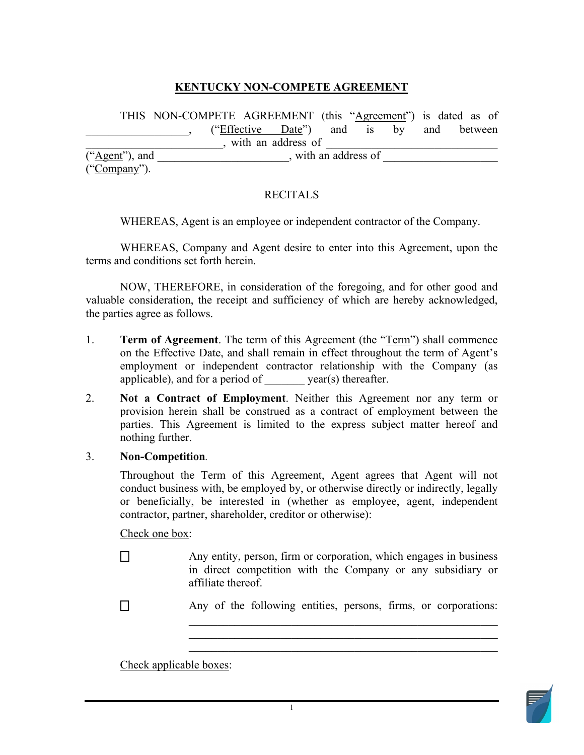# KENTUCKY NON-COMPETE AGREEMENT

THIS NON-COMPETE AGREEMENT (this "Agreement") is dated as of __________________, ("Effective Date") and is by and between _________________________, with an address of _______________________________ ("Agent"), and ______________________, with an address of ____________________ ("Company").

RECITALS

WHEREAS, Agent is an employee or independent contractor of the Company.

WHEREAS, Company and Agent desire to enter into this Agreement, upon the terms and conditions set forth herein.

NOW, THEREFORE, in consideration of the foregoing, and for other good and valuable consideration, the receipt and sufficiency of which are hereby acknowledged, the parties agree as follows.

1. **Term of Agreement**. The term of this Agreement (the "Term") shall commence on the Effective Date, and shall remain in effect throughout the term of Agent's employment or independent contractor relationship with the Company (as applicable), and for a period of _______ year(s) thereafter.

2. **Not a Contract of Employment**. Neither this Agreement nor any term or provision herein shall be construed as a contract of employment between the parties. This Agreement is limited to the express subject matter hereof and nothing further.

3. **Non-Competition**.

   Throughout the Term of this Agreement, Agent agrees that Agent will not conduct business with, be employed by, or otherwise directly or indirectly, legally or beneficially, be interested in (whether as employee, agent, independent contractor, partner, shareholder, creditor or otherwise):

   Check one box:

   ☐ Any entity, person, firm or corporation, which engages in business in direct competition with the Company or any subsidiary or affiliate thereof.

   ☐ Any of the following entities, persons, firms, or corporations: _______________________________________________________
   _______________________________________________________
   _______________________________________________________

   Check applicable boxes: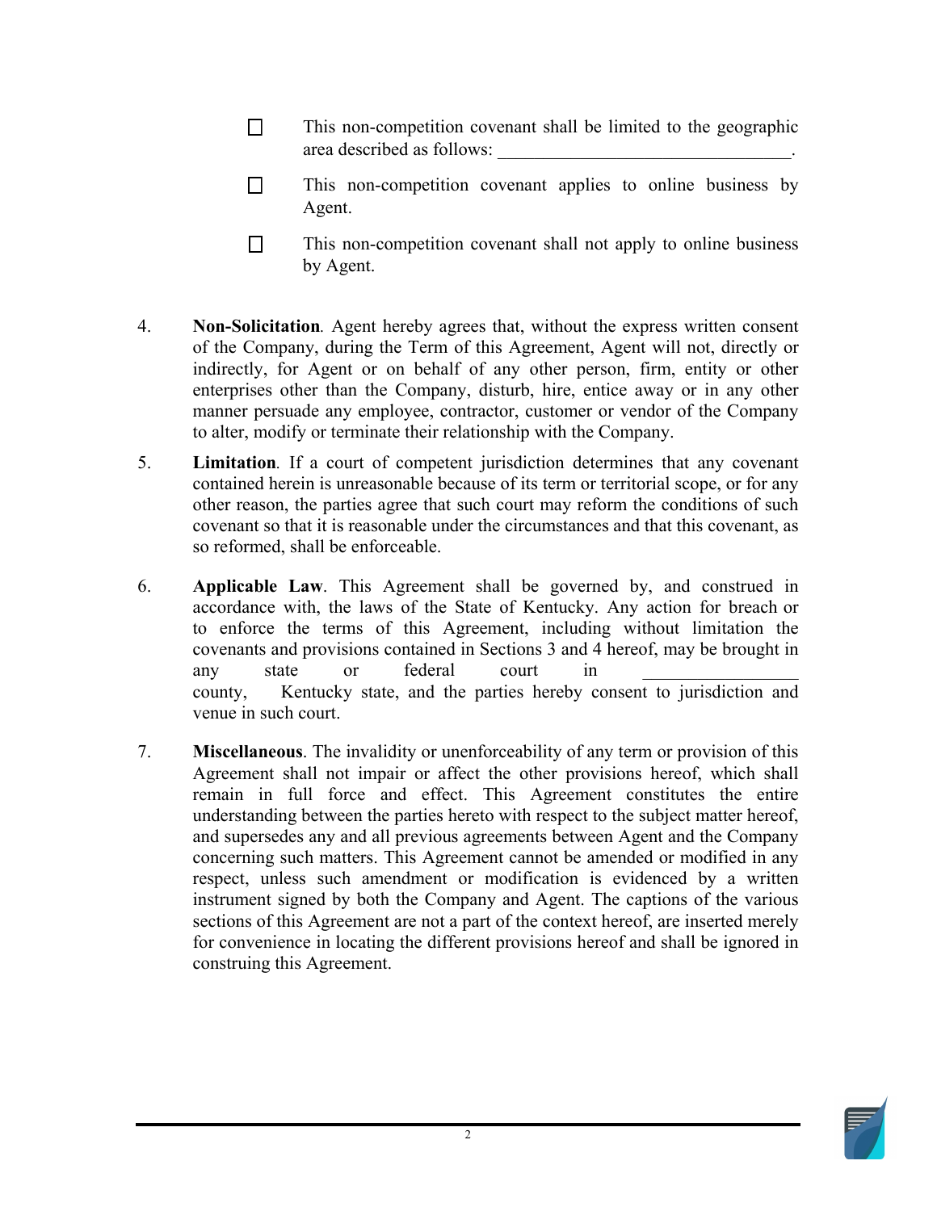- ☐ This non-competition covenant shall be limited to the geographic area described as follows: ________________________________.

- ☐ This non-competition covenant applies to online business by Agent.

- ☐ This non-competition covenant shall not apply to online business by Agent.

4. **Non-Solicitation**. Agent hereby agrees that, without the express written consent of the Company, during the Term of this Agreement, Agent will not, directly or indirectly, for Agent or on behalf of any other person, firm, entity or other enterprises other than the Company, disturb, hire, entice away or in any other manner persuade any employee, contractor, customer or vendor of the Company to alter, modify or terminate their relationship with the Company.

5. **Limitation**. If a court of competent jurisdiction determines that any covenant contained herein is unreasonable because of its term or territorial scope, or for any other reason, the parties agree that such court may reform the conditions of such covenant so that it is reasonable under the circumstances and that this covenant, as so reformed, shall be enforceable.

6. **Applicable Law**. This Agreement shall be governed by, and construed in accordance with, the laws of the State of Kentucky. Any action for breach or to enforce the terms of this Agreement, including without limitation the covenants and provisions contained in Sections 3 and 4 hereof, may be brought in any state or federal court in _________________ county, Kentucky state, and the parties hereby consent to jurisdiction and venue in such court.

7. **Miscellaneous**. The invalidity or unenforceability of any term or provision of this Agreement shall not impair or affect the other provisions hereof, which shall remain in full force and effect. This Agreement constitutes the entire understanding between the parties hereto with respect to the subject matter hereof, and supersedes any and all previous agreements between Agent and the Company concerning such matters. This Agreement cannot be amended or modified in any respect, unless such amendment or modification is evidenced by a written instrument signed by both the Company and Agent. The captions of the various sections of this Agreement are not a part of the context hereof, are inserted merely for convenience in locating the different provisions hereof and shall be ignored in construing this Agreement.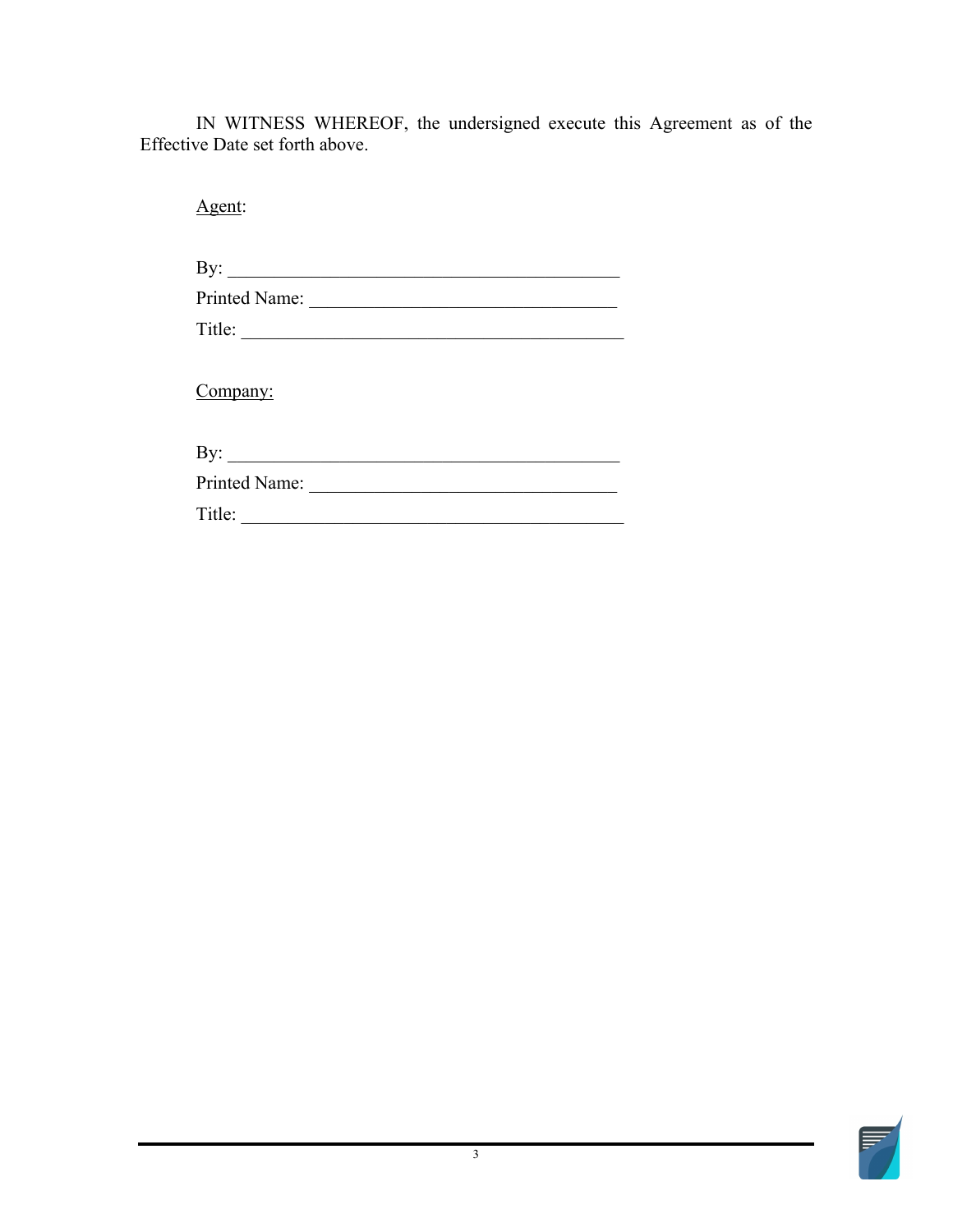IN WITNESS WHEREOF, the undersigned execute this Agreement as of the Effective Date set forth above.

<u>Agent</u>:

By: ___________________________________________

Printed Name: _________________________________

Title: __________________________________________

<u>Company:</u>

By: ___________________________________________

Printed Name: _________________________________

Title: __________________________________________